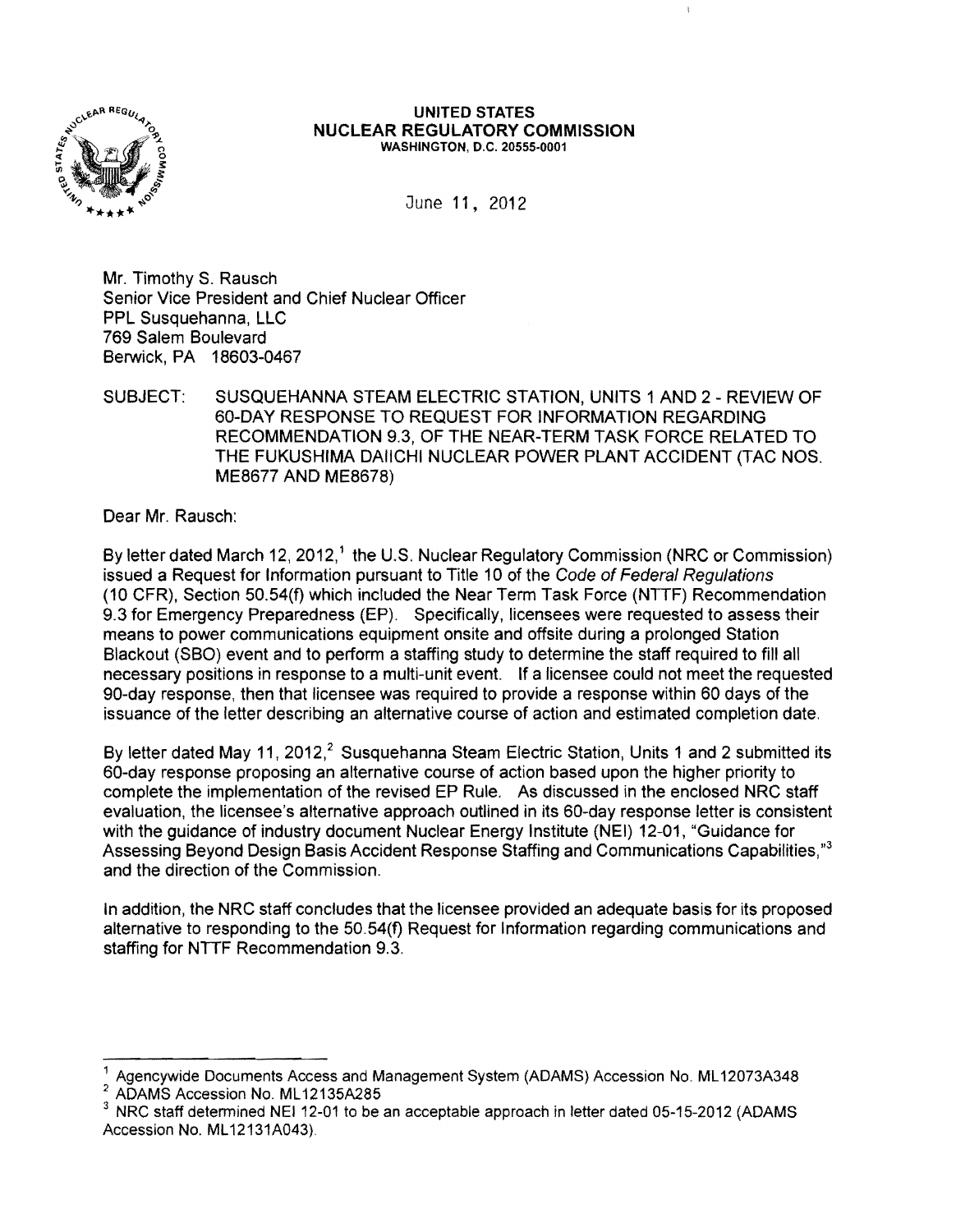**UNITED STATES**
**NUCLEAR REGULATORY COMMISSION**
WASHINGTON, D.C. 20555-0001

June 11, 2012

Mr. Timothy S. Rausch
Senior Vice President and Chief Nuclear Officer
PPL Susquehanna, LLC
769 Salem Boulevard
Berwick, PA 18603-0467

SUBJECT: SUSQUEHANNA STEAM ELECTRIC STATION, UNITS 1 AND 2 - REVIEW OF 60-DAY RESPONSE TO REQUEST FOR INFORMATION REGARDING RECOMMENDATION 9.3, OF THE NEAR-TERM TASK FORCE RELATED TO THE FUKUSHIMA DAIICHI NUCLEAR POWER PLANT ACCIDENT (TAC NOS. ME8677 AND ME8678)

Dear Mr. Rausch:

By letter dated March 12, 2012,[1] the U.S. Nuclear Regulatory Commission (NRC or Commission) issued a Request for Information pursuant to Title 10 of the *Code of Federal Regulations* (10 CFR), Section 50.54(f) which included the Near Term Task Force (NTTF) Recommendation 9.3 for Emergency Preparedness (EP). Specifically, licensees were requested to assess their means to power communications equipment onsite and offsite during a prolonged Station Blackout (SBO) event and to perform a staffing study to determine the staff required to fill all necessary positions in response to a multi-unit event. If a licensee could not meet the requested 90-day response, then that licensee was required to provide a response within 60 days of the issuance of the letter describing an alternative course of action and estimated completion date.

By letter dated May 11, 2012,[2] Susquehanna Steam Electric Station, Units 1 and 2 submitted its 60-day response proposing an alternative course of action based upon the higher priority to complete the implementation of the revised EP Rule. As discussed in the enclosed NRC staff evaluation, the licensee's alternative approach outlined in its 60-day response letter is consistent with the guidance of industry document Nuclear Energy Institute (NEI) 12-01, "Guidance for Assessing Beyond Design Basis Accident Response Staffing and Communications Capabilities,"[3] and the direction of the Commission.

In addition, the NRC staff concludes that the licensee provided an adequate basis for its proposed alternative to responding to the 50.54(f) Request for Information regarding communications and staffing for NTTF Recommendation 9.3.

---

[1] Agencywide Documents Access and Management System (ADAMS) Accession No. ML12073A348

[2] ADAMS Accession No. ML12135A285

[3] NRC staff determined NEI 12-01 to be an acceptable approach in letter dated 05-15-2012 (ADAMS Accession No. ML12131A043).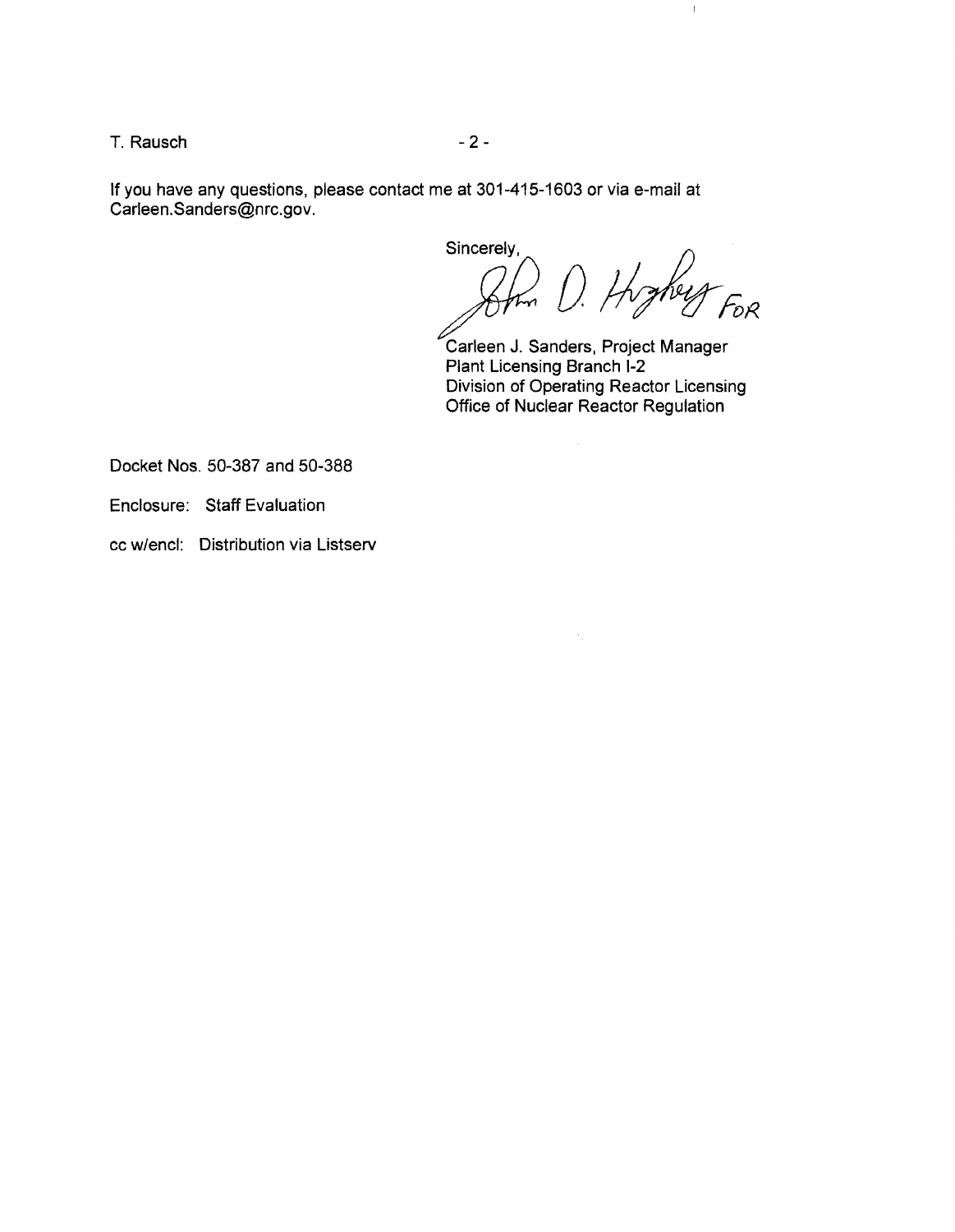If you have any questions, please contact me at 301-415-1603 or via e-mail at Carleen.Sanders@nrc.gov.

Sincerely,

John D. Hughey FOR

Carleen J. Sanders, Project Manager
Plant Licensing Branch I-2
Division of Operating Reactor Licensing
Office of Nuclear Reactor Regulation

Docket Nos. 50-387 and 50-388

Enclosure: Staff Evaluation

cc w/encl: Distribution via Listserv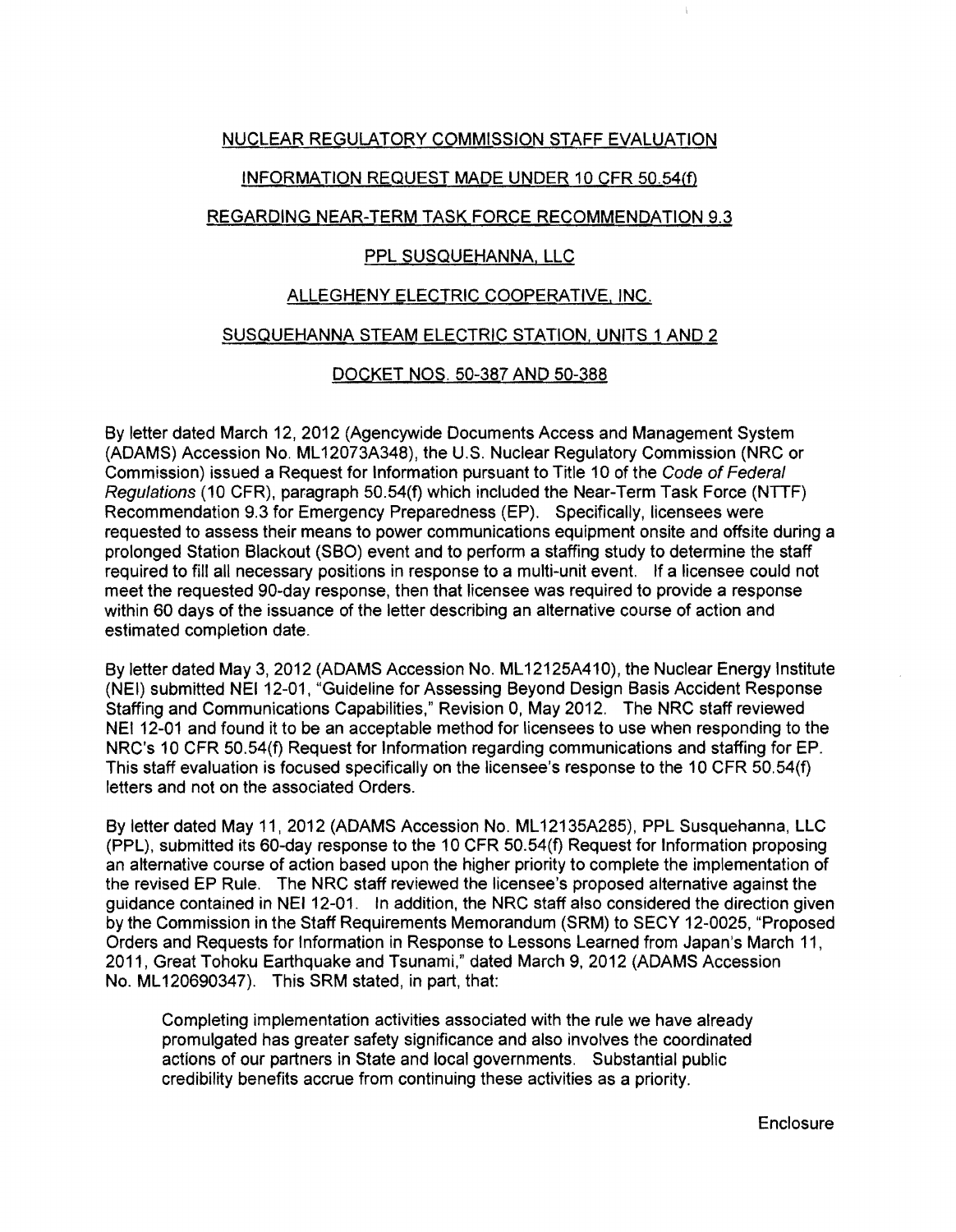NUCLEAR REGULATORY COMMISSION STAFF EVALUATION

INFORMATION REQUEST MADE UNDER 10 CFR 50.54(f)

REGARDING NEAR-TERM TASK FORCE RECOMMENDATION 9.3

PPL SUSQUEHANNA, LLC

ALLEGHENY ELECTRIC COOPERATIVE, INC.

SUSQUEHANNA STEAM ELECTRIC STATION, UNITS 1 AND 2

DOCKET NOS. 50-387 AND 50-388

By letter dated March 12, 2012 (Agencywide Documents Access and Management System (ADAMS) Accession No. ML12073A348), the U.S. Nuclear Regulatory Commission (NRC or Commission) issued a Request for Information pursuant to Title 10 of the *Code of Federal Regulations* (10 CFR), paragraph 50.54(f) which included the Near-Term Task Force (NTTF) Recommendation 9.3 for Emergency Preparedness (EP). Specifically, licensees were requested to assess their means to power communications equipment onsite and offsite during a prolonged Station Blackout (SBO) event and to perform a staffing study to determine the staff required to fill all necessary positions in response to a multi-unit event. If a licensee could not meet the requested 90-day response, then that licensee was required to provide a response within 60 days of the issuance of the letter describing an alternative course of action and estimated completion date.

By letter dated May 3, 2012 (ADAMS Accession No. ML12125A410), the Nuclear Energy Institute (NEI) submitted NEI 12-01, "Guideline for Assessing Beyond Design Basis Accident Response Staffing and Communications Capabilities," Revision 0, May 2012. The NRC staff reviewed NEI 12-01 and found it to be an acceptable method for licensees to use when responding to the NRC's 10 CFR 50.54(f) Request for Information regarding communications and staffing for EP. This staff evaluation is focused specifically on the licensee's response to the 10 CFR 50.54(f) letters and not on the associated Orders.

By letter dated May 11, 2012 (ADAMS Accession No. ML12135A285), PPL Susquehanna, LLC (PPL), submitted its 60-day response to the 10 CFR 50.54(f) Request for Information proposing an alternative course of action based upon the higher priority to complete the implementation of the revised EP Rule. The NRC staff reviewed the licensee's proposed alternative against the guidance contained in NEI 12-01. In addition, the NRC staff also considered the direction given by the Commission in the Staff Requirements Memorandum (SRM) to SECY 12-0025, "Proposed Orders and Requests for Information in Response to Lessons Learned from Japan's March 11, 2011, Great Tohoku Earthquake and Tsunami," dated March 9, 2012 (ADAMS Accession No. ML120690347). This SRM stated, in part, that:

> Completing implementation activities associated with the rule we have already promulgated has greater safety significance and also involves the coordinated actions of our partners in State and local governments. Substantial public credibility benefits accrue from continuing these activities as a priority.

Enclosure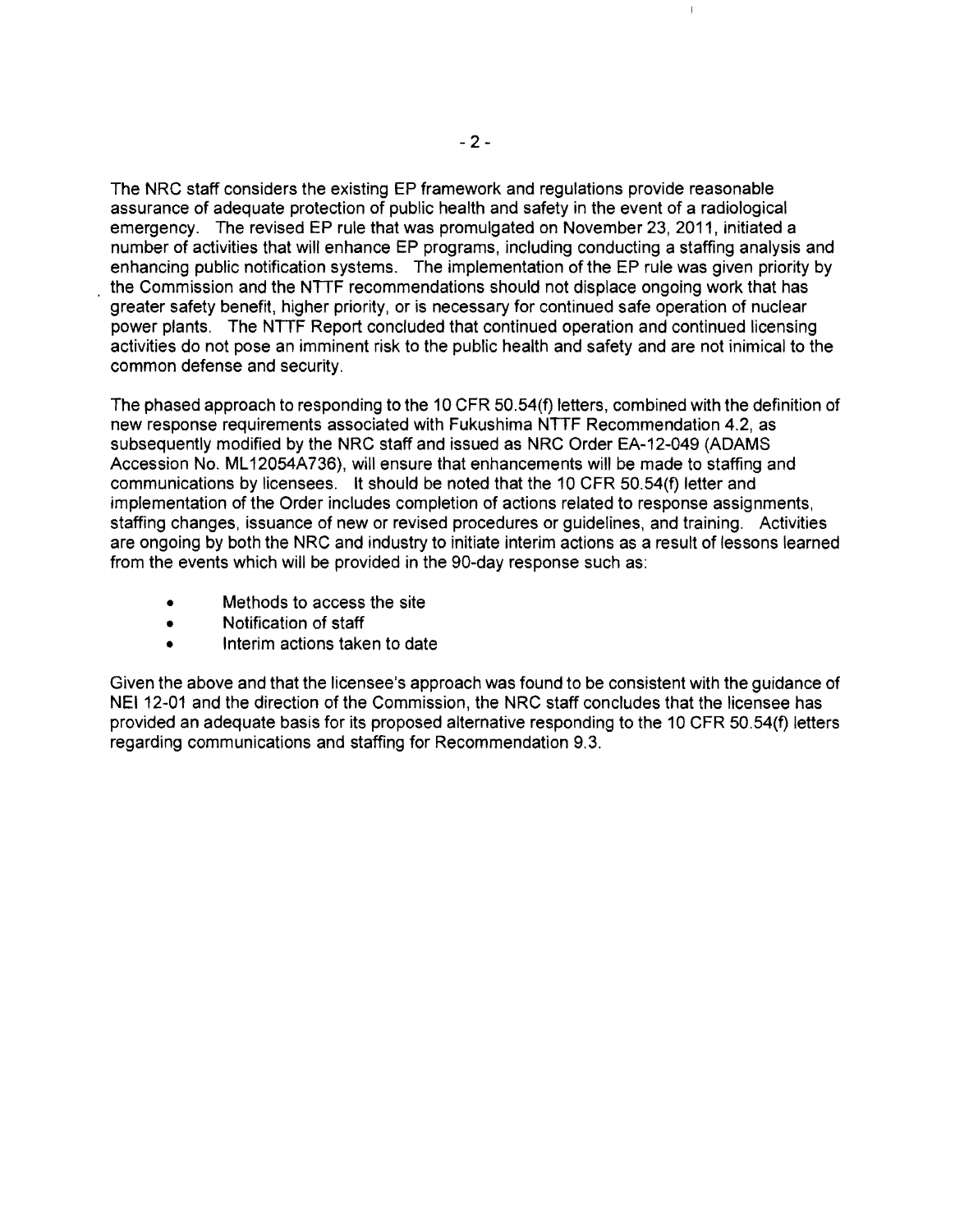The NRC staff considers the existing EP framework and regulations provide reasonable assurance of adequate protection of public health and safety in the event of a radiological emergency. The revised EP rule that was promulgated on November 23, 2011, initiated a number of activities that will enhance EP programs, including conducting a staffing analysis and enhancing public notification systems. The implementation of the EP rule was given priority by the Commission and the NTTF recommendations should not displace ongoing work that has greater safety benefit, higher priority, or is necessary for continued safe operation of nuclear power plants. The NTTF Report concluded that continued operation and continued licensing activities do not pose an imminent risk to the public health and safety and are not inimical to the common defense and security.

The phased approach to responding to the 10 CFR 50.54(f) letters, combined with the definition of new response requirements associated with Fukushima NTTF Recommendation 4.2, as subsequently modified by the NRC staff and issued as NRC Order EA-12-049 (ADAMS Accession No. ML12054A736), will ensure that enhancements will be made to staffing and communications by licensees. It should be noted that the 10 CFR 50.54(f) letter and implementation of the Order includes completion of actions related to response assignments, staffing changes, issuance of new or revised procedures or guidelines, and training. Activities are ongoing by both the NRC and industry to initiate interim actions as a result of lessons learned from the events which will be provided in the 90-day response such as:

- Methods to access the site
- Notification of staff
- Interim actions taken to date

Given the above and that the licensee's approach was found to be consistent with the guidance of NEI 12-01 and the direction of the Commission, the NRC staff concludes that the licensee has provided an adequate basis for its proposed alternative responding to the 10 CFR 50.54(f) letters regarding communications and staffing for Recommendation 9.3.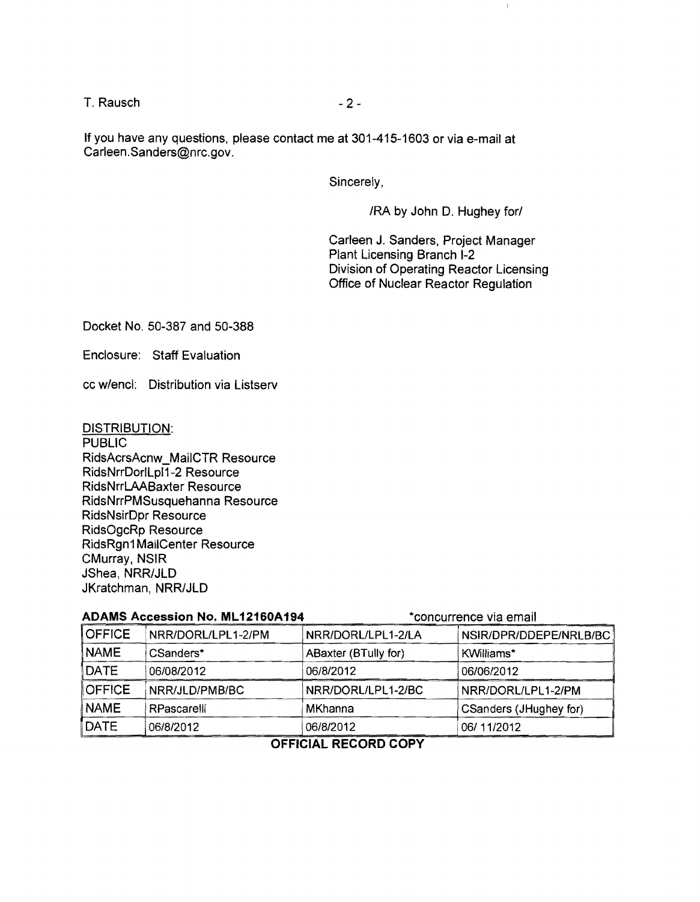If you have any questions, please contact me at 301-415-1603 or via e-mail at Carleen.Sanders@nrc.gov.

Sincerely,

/RA by John D. Hughey for/

Carleen J. Sanders, Project Manager
Plant Licensing Branch I-2
Division of Operating Reactor Licensing
Office of Nuclear Reactor Regulation

Docket No. 50-387 and 50-388

Enclosure: Staff Evaluation

cc w/encl: Distribution via Listserv

DISTRIBUTION:
PUBLIC
RidsAcrsAcnw_MailCTR Resource
RidsNrrDorlLpl1-2 Resource
RidsNrrLAABaxter Resource
RidsNrrPMSusquehanna Resource
RidsNsirDpr Resource
RidsOgcRp Resource
RidsRgn1MailCenter Resource
CMurray, NSIR
JShea, NRR/JLD
JKratchman, NRR/JLD

**ADAMS Accession No. ML12160A194** *concurrence via email

| OFFICE | NRR/DORL/LPL1-2/PM | NRR/DORL/LPL1-2/LA | NSIR/DPR/DDEPE/NRLB/BC |
|---|---|---|---|
| NAME | CSanders* | ABaxter (BTully for) | KWilliams* |
| DATE | 06/08/2012 | 06/8/2012 | 06/06/2012 |
| OFFICE | NRR/JLD/PMB/BC | NRR/DORL/LPL1-2/BC | NRR/DORL/LPL1-2/PM |
| NAME | RPascarelli | MKhanna | CSanders (JHughey for) |
| DATE | 06/8/2012 | 06/8/2012 | 06/ 11/2012 |

**OFFICIAL RECORD COPY**